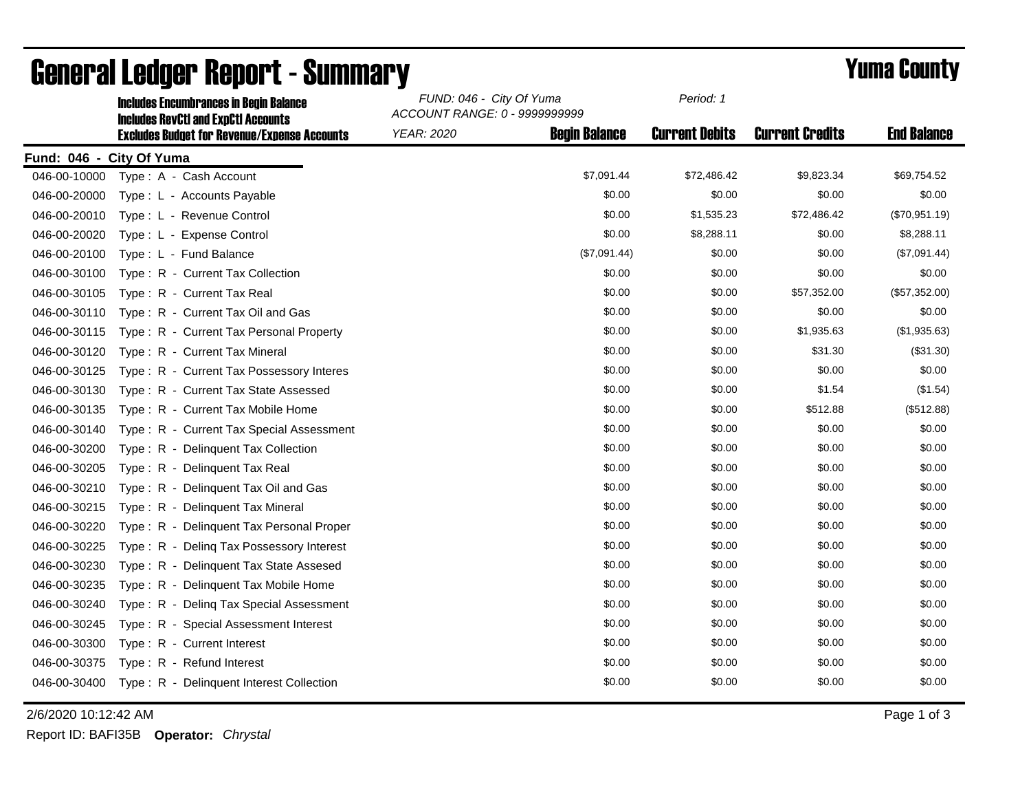# General Ledger Report - Summary

## Yuma County

**Includes Encumbrances in Begin Balance**
**Includes RevCtl and ExpCtl Accounts**
**Excludes Budget for Revenue/Expense Accounts**

*FUND: 046 - City Of Yuma*
*ACCOUNT RANGE: 0 - 9999999999*
*YEAR: 2020*
*Period: 1*

**Fund: 046 - City Of Yuma**

| Account | Description | Begin Balance | Current Debits | Current Credits | End Balance |
|---|---|---|---|---|---|
| 046-00-10000 | Type : A - Cash Account | $7,091.44 | $72,486.42 | $9,823.34 | $69,754.52 |
| 046-00-20000 | Type : L - Accounts Payable | $0.00 | $0.00 | $0.00 | $0.00 |
| 046-00-20010 | Type : L - Revenue Control | $0.00 | $1,535.23 | $72,486.42 | ($70,951.19) |
| 046-00-20020 | Type : L - Expense Control | $0.00 | $8,288.11 | $0.00 | $8,288.11 |
| 046-00-20100 | Type : L - Fund Balance | ($7,091.44) | $0.00 | $0.00 | ($7,091.44) |
| 046-00-30100 | Type : R - Current Tax Collection | $0.00 | $0.00 | $0.00 | $0.00 |
| 046-00-30105 | Type : R - Current Tax Real | $0.00 | $0.00 | $57,352.00 | ($57,352.00) |
| 046-00-30110 | Type : R - Current Tax Oil and Gas | $0.00 | $0.00 | $0.00 | $0.00 |
| 046-00-30115 | Type : R - Current Tax Personal Property | $0.00 | $0.00 | $1,935.63 | ($1,935.63) |
| 046-00-30120 | Type : R - Current Tax Mineral | $0.00 | $0.00 | $31.30 | ($31.30) |
| 046-00-30125 | Type : R - Current Tax Possessory Interes | $0.00 | $0.00 | $0.00 | $0.00 |
| 046-00-30130 | Type : R - Current Tax State Assessed | $0.00 | $0.00 | $1.54 | ($1.54) |
| 046-00-30135 | Type : R - Current Tax Mobile Home | $0.00 | $0.00 | $512.88 | ($512.88) |
| 046-00-30140 | Type : R - Current Tax Special Assessment | $0.00 | $0.00 | $0.00 | $0.00 |
| 046-00-30200 | Type : R - Delinquent Tax Collection | $0.00 | $0.00 | $0.00 | $0.00 |
| 046-00-30205 | Type : R - Delinquent Tax Real | $0.00 | $0.00 | $0.00 | $0.00 |
| 046-00-30210 | Type : R - Delinquent Tax Oil and Gas | $0.00 | $0.00 | $0.00 | $0.00 |
| 046-00-30215 | Type : R - Delinquent Tax Mineral | $0.00 | $0.00 | $0.00 | $0.00 |
| 046-00-30220 | Type : R - Delinquent Tax Personal Proper | $0.00 | $0.00 | $0.00 | $0.00 |
| 046-00-30225 | Type : R - Delinq Tax Possessory Interest | $0.00 | $0.00 | $0.00 | $0.00 |
| 046-00-30230 | Type : R - Delinquent Tax State Assesed | $0.00 | $0.00 | $0.00 | $0.00 |
| 046-00-30235 | Type : R - Delinquent Tax Mobile Home | $0.00 | $0.00 | $0.00 | $0.00 |
| 046-00-30240 | Type : R - Delinq Tax Special Assessment | $0.00 | $0.00 | $0.00 | $0.00 |
| 046-00-30245 | Type : R - Special Assessment Interest | $0.00 | $0.00 | $0.00 | $0.00 |
| 046-00-30300 | Type : R - Current Interest | $0.00 | $0.00 | $0.00 | $0.00 |
| 046-00-30375 | Type : R - Refund Interest | $0.00 | $0.00 | $0.00 | $0.00 |
| 046-00-30400 | Type : R - Delinquent Interest Collection | $0.00 | $0.00 | $0.00 | $0.00 |

2/6/2020 10:12:42 AM

Report ID: BAFI35B **Operator:** *Chrystal*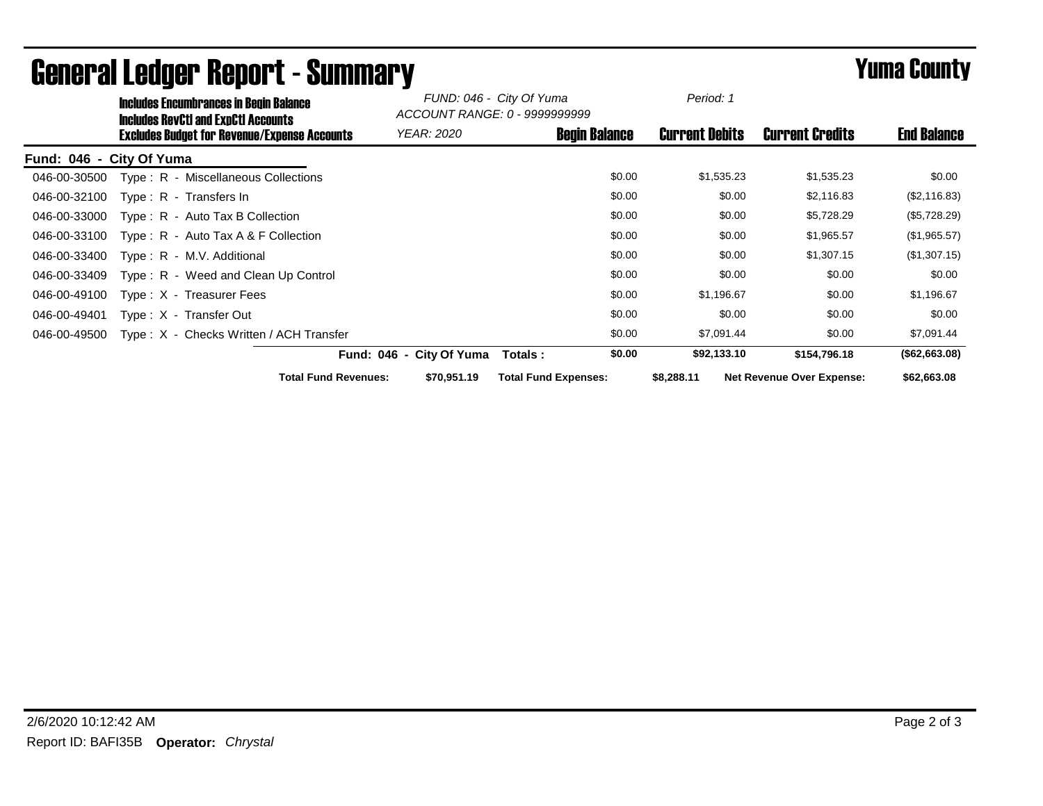# General Ledger Report - Summary

**Yuma County**

**Includes Encumbrances in Begin Balance**
**Includes RevCtl and ExpCtl Accounts**
**Excludes Budget for Revenue/Expense Accounts**

*FUND: 046 - City Of Yuma*
*ACCOUNT RANGE: 0 - 9999999999*
*YEAR: 2020*
*Period: 1*

**Fund: 046 - City Of Yuma**

| Account | Description | Begin Balance | Current Debits | Current Credits | End Balance |
|---|---|---|---|---|---|
| 046-00-30500 | Type : R - Miscellaneous Collections | $0.00 | $1,535.23 | $1,535.23 | $0.00 |
| 046-00-32100 | Type : R - Transfers In | $0.00 | $0.00 | $2,116.83 | ($2,116.83) |
| 046-00-33000 | Type : R - Auto Tax B Collection | $0.00 | $0.00 | $5,728.29 | ($5,728.29) |
| 046-00-33100 | Type : R - Auto Tax A & F Collection | $0.00 | $0.00 | $1,965.57 | ($1,965.57) |
| 046-00-33400 | Type : R - M.V. Additional | $0.00 | $0.00 | $1,307.15 | ($1,307.15) |
| 046-00-33409 | Type : R - Weed and Clean Up Control | $0.00 | $0.00 | $0.00 | $0.00 |
| 046-00-49100 | Type : X - Treasurer Fees | $0.00 | $1,196.67 | $0.00 | $1,196.67 |
| 046-00-49401 | Type : X - Transfer Out | $0.00 | $0.00 | $0.00 | $0.00 |
| 046-00-49500 | Type : X - Checks Written / ACH Transfer | $0.00 | $7,091.44 | $0.00 | $7,091.44 |
| | **Fund: 046 - City Of Yuma Totals :** | **$0.00** | **$92,133.10** | **$154,796.18** | **($62,663.08)** |

**Total Fund Revenues:** $70,951.19 **Total Fund Expenses:** $8,288.11 **Net Revenue Over Expense:** $62,663.08

2/6/2020 10:12:42 AM

Report ID: BAFI35B **Operator:** *Chrystal*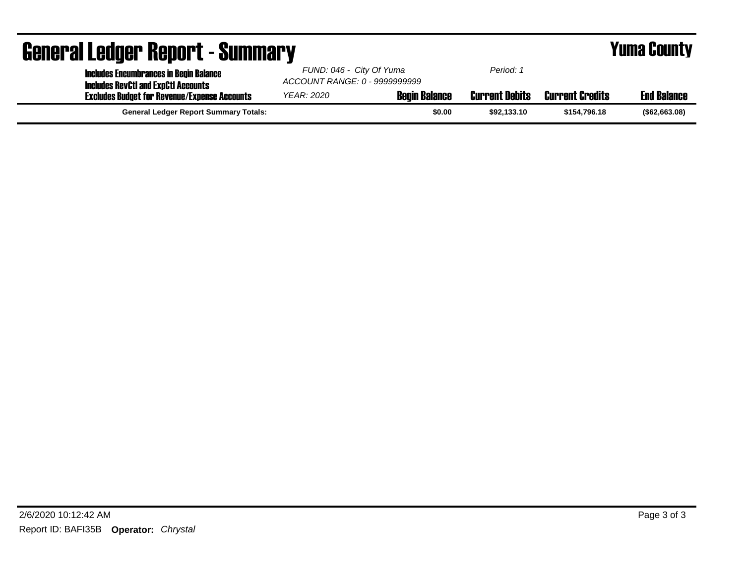# General Ledger Report - Summary

**Yuma County**

**Includes Encumbrances in Begin Balance**
**Includes RevCtl and ExpCtl Accounts**
**Excludes Budget for Revenue/Expense Accounts**

*FUND: 046 - City Of Yuma*
*ACCOUNT RANGE: 0 - 9999999999*
*YEAR: 2020*

*Period: 1*

| | Begin Balance | Current Debits | Current Credits | End Balance |
|---|---|---|---|---|
| **General Ledger Report Summary Totals:** | **$0.00** | **$92,133.10** | **$154,796.18** | **($62,663.08)** |

2/6/2020 10:12:42 AM

Report ID: BAFI35B **Operator:** *Chrystal*